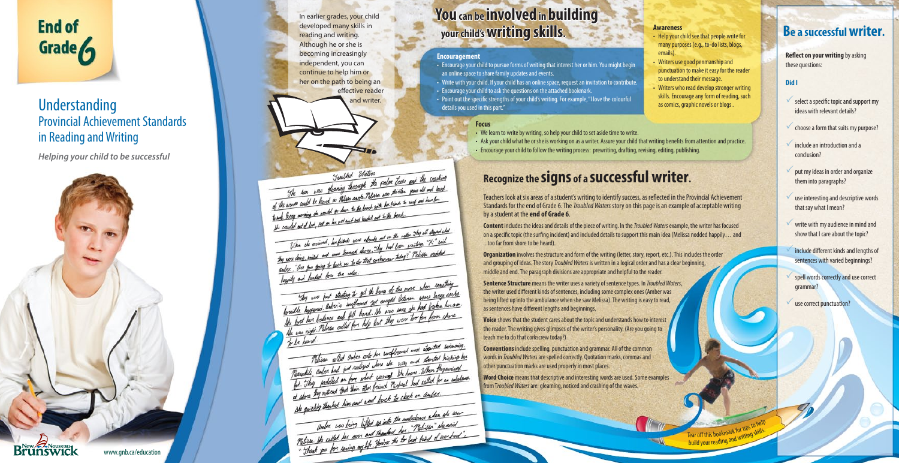# End of Grade 6

## Understanding Provincial Achievement Standards in Reading and Writing

***Helping your child to be successful***

In earlier grades, your child developed many skills in reading and writing. Although he or she is becoming increasingly independent, you can continue to help him or her on the path to being an effective reader and writer.

Troubled Waters

The sun was gleaming through the palm trees and the crashing of the waves could be heard as Melissa awoke. Melissa was thirteen years old and loved to go down to the beach with her friends to surf and have fun. Being morning she wouldn't go down to the beach. She crawled out of bed, got on her wetsuit and headed out to the beach.

When she arrived, her friends were already out on the water. They all stopped what they were doing, smiled and came toward shore. They had been waiting. "Hi," said Amber. "Are you going to teach me to do that corkscrew today?" Melissa nodded happily and headed for the water.

They were just starting to get the hang of the move when something horrible happened. Amber's surfboard got caught between some large rocks. She lost her balance and fell hard. She was sure she had broken her arm. She was right. Melissa called for help but they were too far from shore to be heard.

Melissa rolled Amber onto her surfboard and started swimming. Meanwhile, Amber had just realized where she was and started kicking her feet. They paddled on for about a minute. When they arrived at shore they noticed that their other friend Michael had called for an ambulance. She quickly thanked him and went back to check on Amber.

Amber was being lifted up into the ambulance when she saw Melissa. She called her over and thanked her. "Melissa," she said, "Thank you for saving my life. You're the best friend ever!"

# You can be involved in building your child's writing skills.

### Encouragement

- Encourage your child to pursue forms of writing that interest her or him. You might begin an online space to share family updates and events.
- Write with your child. If your child has an online space, request an invitation to contribute.
- Encourage your child to ask the questions on the attached bookmark.
- Point out the specific strengths of your child's writing. For example, "I love the colourful details you used in this part."

### Awareness

- Help your child see that people write for many purposes (e.g., to-do lists, blogs, emails).
- Writers use good penmanship and punctuation to make it easy for the reader to understand their message.
- Writers who read develop stronger writing skills. Encourage any form of reading, such as comics, graphic novels or blogs .

### Focus

- We learn to write by writing, so help your child to set aside time to write.
- Ask your child what he or she is working on as a writer. Assure your child that writing benefits from attention and practice.
- Encourage your child to follow the writing process: prewriting, drafting, revising, editing, publishing.

# Recognize the signs of a successful writer.

Teachers look at six areas of a student's writing to identify success, as reflected in the Provincial Achievement Standards for the end of Grade 6. The *Troubled Waters* story on this page is an example of acceptable writing by a student at the **end of Grade 6**.

**Content** includes the ideas and details of the piece of writing. In the *Troubled Waters* example, the writer has focused on a specific topic (the surfing incident) and included details to support this main idea (Melissa nodded happily… and …too far from shore to be heard).

**Organization** involves the structure and form of the writing (letter, story, report, etc.). This includes the order and grouping of ideas. The story *Troubled Waters* is written in a logical order and has a clear beginning, middle and end. The paragraph divisions are appropriate and helpful to the reader.

**Sentence Structure** means the writer uses a variety of sentence types. In *Troubled Waters*, the writer used different kinds of sentences, including some complex ones (Amber was being lifted up into the ambulance when she saw Melissa). The writing is easy to read, as sentences have different lengths and beginnings.

**Voice** shows that the student cares about the topic and understands how to interest the reader. The writing gives glimpses of the writer's personality. (Are you going to teach me to do that corkscrew today?)

**Conventions** include spelling, punctuation and grammar. All of the common words in *Troubled Waters* are spelled correctly. Quotation marks, commas and other punctuation marks are used properly in most places.

**Word Choice** means that descriptive and interesting words are used. Some examples from T*roubled Waters* are: gleaming, noticed and crashing of the waves.

Tear off this bookmark for tips to help build your reading and writing skills.

# Be a successful writer.

**Reflect on your writing** by asking these questions:

**Did I**

- ✓ select a specific topic and support my ideas with relevant details?
- ✓ choose a form that suits my purpose?
- ✓ include an introduction and a conclusion?
- ✓ put my ideas in order and organize them into paragraphs?
- ✓ use interesting and descriptive words that say what I mean?
- ✓ write with my audience in mind and show that I care about the topic?
- ✓ include different kinds and lengths of sentences with varied beginnings?
- ✓ spell words correctly and use correct grammar?
- ✓ use correct punctuation?

New Brunswick / Nouveau Brunswick

www.gnb.ca/education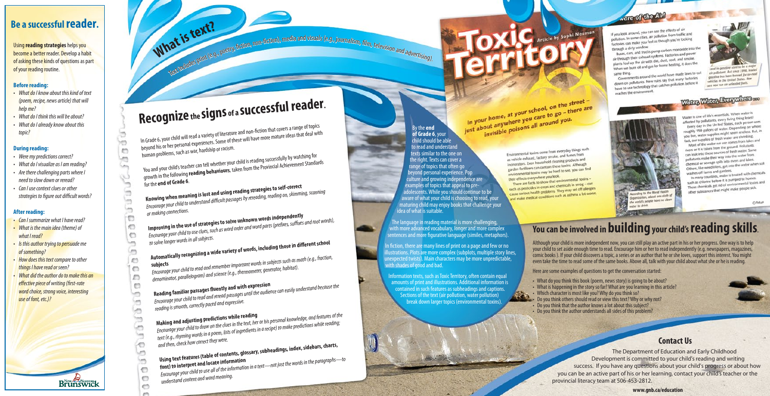## Be a successful reader.

Using **reading strategies** helps you become a better reader. Develop a habit of asking these kinds of questions as part of your reading routine.

**Before reading:**

- *What do I know about this kind of text (poem, recipe, news article) that will help me?*
- *What do I think this will be about?*
- *What do I already know about this topic?*

**During reading:**

- *Were my predictions correct?*
- *What do I visualize as I am reading?*
- *Are there challenging parts where I need to slow down or reread?*
- *Can I use context clues or other strategies to figure out difficult words?*

**After reading:**

- *Can I summarize what I have read?*
- *What is the main idea (theme) of what I read?*
- *Is this author trying to persuade me of something?*
- *How does this text compare to other things I have read or seen?*
- *What did the author do to make this an effective piece of writing (first-rate word choice, strong voice, interesting use of font, etc.)?*

## What is text?

Text includes print (e.g., poetry, fiction, non-fiction), media and visuals (e.g., journalism, film, television and advertising).

## Recognize the signs of a successful reader.

In Grade 6, your child will read a variety of literature and non-fiction that covers a range of topics beyond his or her personal experiences. Some of these will have more mature ideas that deal with human problems, such as war, hardship or racism.

You and your child's teacher can tell whether your child is reading successfully by watching for growth in the following **reading behaviours**, taken from the Provincial Achievement Standards for the **end of Grade 6**.

**Knowing when meaning is lost and using reading strategies to self-correct**
*Encourage your child to understand difficult passages by rereading, reading on, skimming, scanning or making connections.*

**Improving in the use of strategies to solve unknown words independently**
*Encourage your child to use clues, such as word order and word parts (prefixes, suffixes and root words), to solve longer words in all subjects.*

**Automatically recognizing a wide variety of words, including those in different school subjects**
*Encourage your child to read and remember important words in subjects such as math (e.g., fraction, denominator, parallelogram) and science (e.g., thermometer, generator, habitat).*

**Reading familiar passages fluently and with expression**
*Encourage your child to read and reread passages until the audience can easily understand because the reading is smooth, correctly paced and expressive.*

**Making and adjusting predictions while reading**
*Encourage your child to draw on the clues in the text, her or his personal knowledge, and features of the text (e.g., rhyming words in a poem, lists of ingredients in a recipe) to make predictions while reading; and then, check how correct they were.*

**Using text features (table of contents, glossary, subheadings, index, sidebars, charts, font) to interpret and locate information**
*Encourage your child to use all of the information in a text—not just the words in the paragraphs—to understand content and word meaning.*

By the **end of Grade 6**, your child should be able to read and understand texts similar to the one on the right. Texts can cover a range of topics that often go beyond personal experience. Pop culture and growing independence are examples of topics that appeal to pre-adolescents. While you should continue to be aware of what your child is choosing to read, your maturing child may enjoy books that challenge your idea of what is suitable.

The language in reading material is more challenging, with more advanced vocabulary, longer and more complex sentences and more figurative language (similes, metaphors).

In fiction, there are many lines of print on a page and few or no illustrations. Plots are more complex (subplots, multiple story lines, unexpected twists). Main characters may be more unpredictable, with shades of good and bad.

Information texts, such as Toxic Territory, often contain equal amounts of print and illustrations. Additional information is contained in such features as subheadings and captions. Sections of the text (air pollution, water pollution) break down larger topics (environmental toxins).

## Toxic Territory

Article by Sophi Nauman

In your home, at your school, on the street – just about anywhere you care to go – there are invisible poisons all around you.

Environmental toxins come from everyday things such as vehicle exhaust, factory smoke, and fumes from incinerators. Even household cleaning products and garden fertilizers can contain these toxins. Although environmental toxins may be hard to see, you can find their effects everywhere you look.

There are facts to show that environmental toxins – such as pesticides in crops and chemicals in smog – can cause serious health problems. They may set off allergies and make medical conditions such as asthma a lot worse.

### Beware of the Air!

If you look around, you can see the effects of air pollution. In some cities, air pollution from traffic and factories can make you feel as though you're looking through a dirty window.

Buses, cars, and trucks pump carbon monoxide into the air through their exhaust systems. Factories and power plants foul up the air with dirt, dust, soot, and smoke. When we burn oil and gas for home heating, it does the same thing.

Governments around the world have made laws to cut down on pollutants. New rules say that many factories have to use technology that catches pollution before it reaches the environment.

Lead in gasoline used to be a major air pollutant. But since 1996, leaded gasoline has been banned for on-road vehicles in the United States. Now cars now run on unleaded fuels.

### Water, Water, Everywhere ...

Water is one of life's essentials. When water is affected by pollutants, every living thing loses! Every day in the United States, each person uses roughly 150 gallons of water. Depending on where you live, water supplies might seem endless. But, in fact, our supplies of fresh water are shrinking.

Most of the water we use comes from lakes and rivers or it is taken from the ground. Pollutants can leak into these sources of fresh water. Some pollutants make their way into the water from chemical or sewage spills into rivers and lakes. Others, like weedkillers, get into the water when soil washes off farms and gardens.

In many countries, water is treated with chemicals such as chlorine before it is pumped to homes. These chemicals get rid of environmental toxins and other substances that might make people sick.

According to the World Health Organization, about one-sixth of the world's people have no clean water to drink.

© Nelson

## You can be involved in building your child's reading skills.

Although your child is more independent now, you can still play an active part in his or her progress. One way is to help your child to set aside enough time to read. Encourage him or her to read independently (e.g. newspapers, magazines, comic books ). If your child discovers a topic, a series or an author that he or she loves, support this interest. You might even take the time to read some of the same books. Above all, talk with your child about what she or he is reading.

Here are some examples of questions to get the conversation started:

- What do you think this book (poem, news story) is going to be about?
- What is happening in the story so far? What are you learning in this article?
- Which character is most like you? Why do you think so?
- Do you think others should read or view this text? Why or why not?
- Do you think that the author knows a lot about this subject?
- Do you think the author understands all sides of this problem?

## Contact Us

The Department of Education and Early Childhood Development is committed to your child's reading and writing success. If you have any questions about your child's progress or about how you can be an active part of his or her learning, contact your child's teacher or the provincial literacy team at 506-453-2812.

**www.gnb.ca/education**

New Brunswick / Nouveau Brunswick